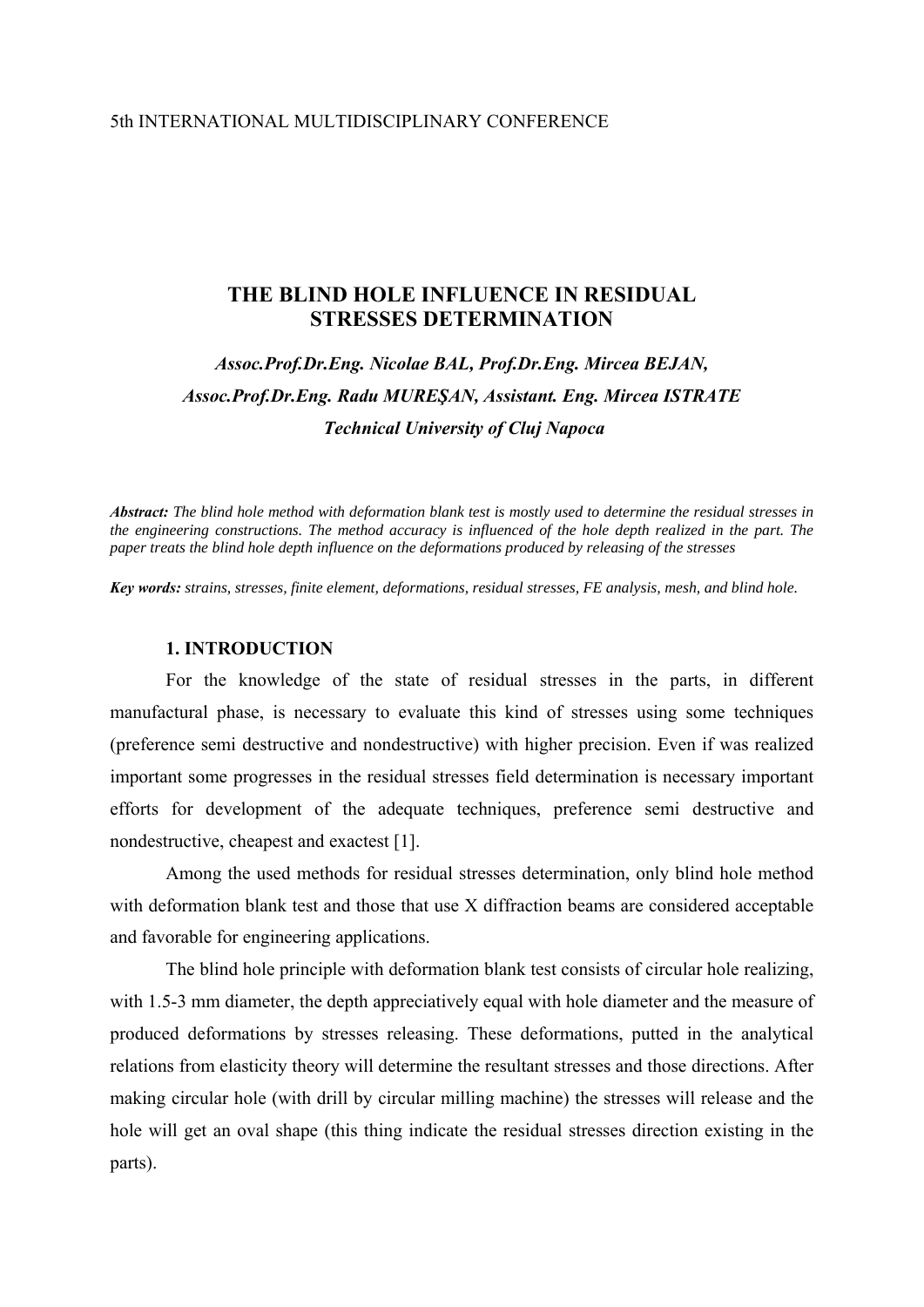5th INTERNATIONAL MULTIDISCIPLINARY CONFERENCE

# THE BLIND HOLE INFLUENCE IN RESIDUAL STRESSES DETERMINATION

***Assoc.Prof.Dr.Eng. Nicolae BAL, Prof.Dr.Eng. Mircea BEJAN, Assoc.Prof.Dr.Eng. Radu MUREŞAN, Assistant. Eng. Mircea ISTRATE***
***Technical University of Cluj Napoca***

***Abstract:*** *The blind hole method with deformation blank test is mostly used to determine the residual stresses in the engineering constructions. The method accuracy is influenced of the hole depth realized in the part. The paper treats the blind hole depth influence on the deformations produced by releasing of the stresses*

***Key words:*** *strains, stresses, finite element, deformations, residual stresses, FE analysis, mesh, and blind hole.*

## 1. INTRODUCTION

For the knowledge of the state of residual stresses in the parts, in different manufactural phase, is necessary to evaluate this kind of stresses using some techniques (preference semi destructive and nondestructive) with higher precision. Even if was realized important some progresses in the residual stresses field determination is necessary important efforts for development of the adequate techniques, preference semi destructive and nondestructive, cheapest and exactest [1].

Among the used methods for residual stresses determination, only blind hole method with deformation blank test and those that use X diffraction beams are considered acceptable and favorable for engineering applications.

The blind hole principle with deformation blank test consists of circular hole realizing, with 1.5-3 mm diameter, the depth appreciatively equal with hole diameter and the measure of produced deformations by stresses releasing. These deformations, putted in the analytical relations from elasticity theory will determine the resultant stresses and those directions. After making circular hole (with drill by circular milling machine) the stresses will release and the hole will get an oval shape (this thing indicate the residual stresses direction existing in the parts).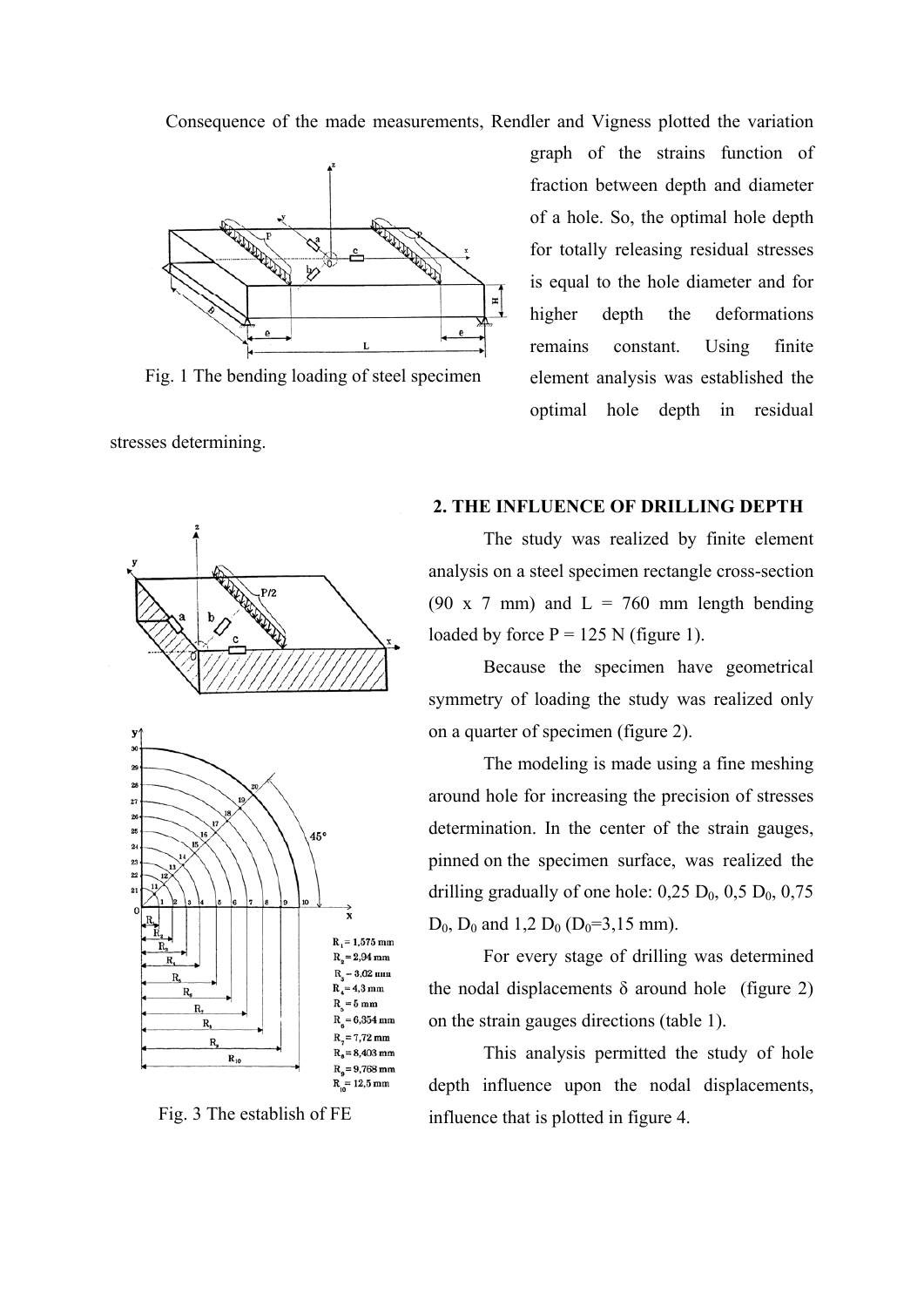Consequence of the made measurements, Rendler and Vigness plotted the variation graph of the strains function of fraction between depth and diameter of a hole. So, the optimal hole depth for totally releasing residual stresses is equal to the hole diameter and for higher depth the deformations remains constant. Using finite element analysis was established the optimal hole depth in residual stresses determining.

Fig. 1 The bending loading of steel specimen

## 2. THE INFLUENCE OF DRILLING DEPTH

The study was realized by finite element analysis on a steel specimen rectangle cross-section (90 x 7 mm) and L = 760 mm length bending loaded by force P = 125 N (figure 1).

Because the specimen have geometrical symmetry of loading the study was realized only on a quarter of specimen (figure 2).

The modeling is made using a fine meshing around hole for increasing the precision of stresses determination. In the center of the strain gauges, pinned on the specimen surface, was realized the drilling gradually of one hole: 0,25 $D_0$, 0,5 $D_0$, 0,75 $D_0$, $D_0$ and 1,2 $D_0$ ($D_0$=3,15 mm).

For every stage of drilling was determined the nodal displacements δ around hole (figure 2) on the strain gauges directions (table 1).

This analysis permitted the study of hole depth influence upon the nodal displacements, influence that is plotted in figure 4.

$R_1$ = 1,575 mm
$R_2$ = 2,94 mm
$R_3$ = 3,62 mm
$R_4$ = 4,3 mm
$R_5$ = 5 mm
$R_6$ = 6,354 mm
$R_7$ = 7,72 mm
$R_8$ = 8,403 mm
$R_9$ = 9,768 mm
$R_{10}$ = 12,5 mm

Fig. 3 The establish of FE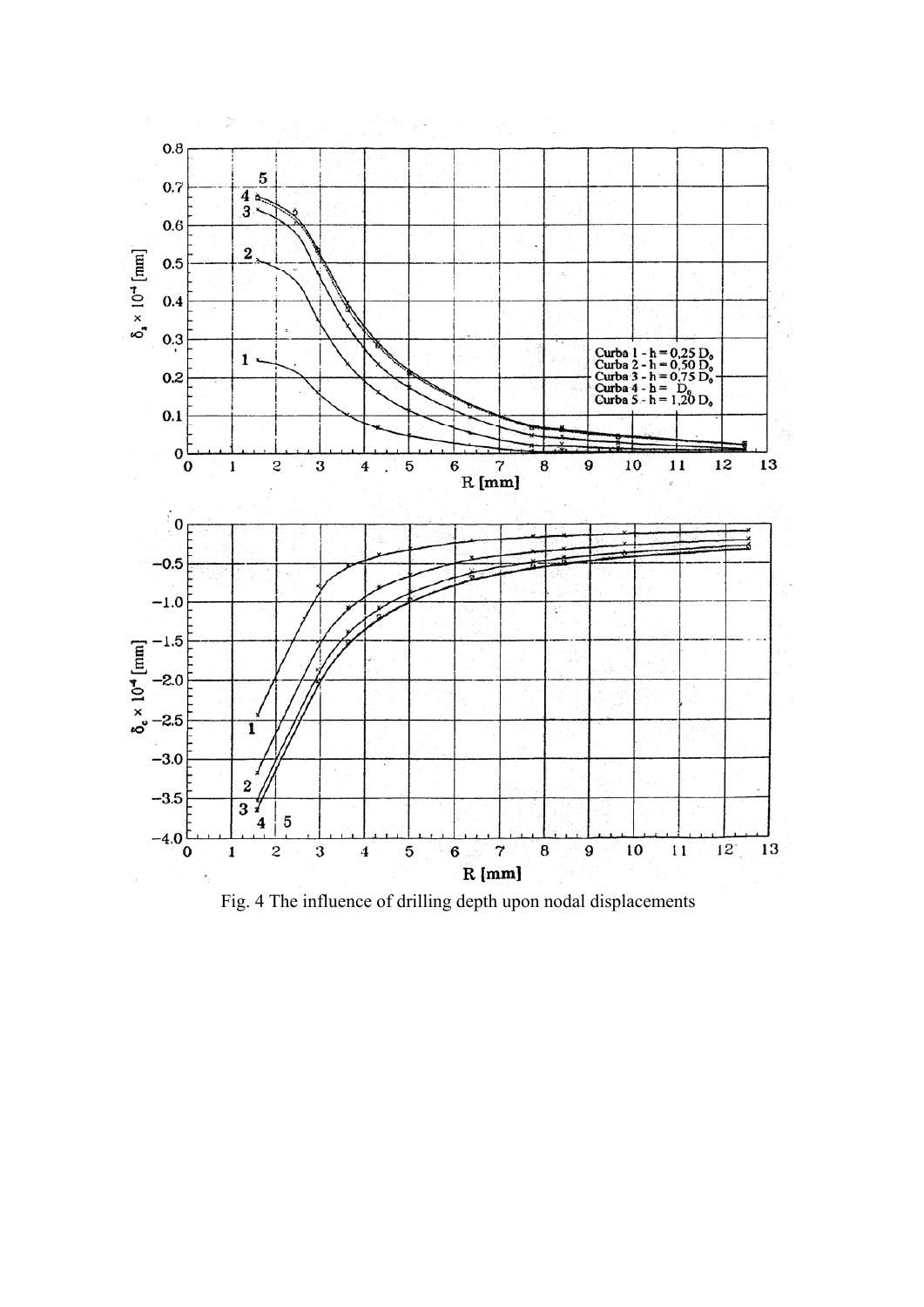Fig. 4 The influence of drilling depth upon nodal displacements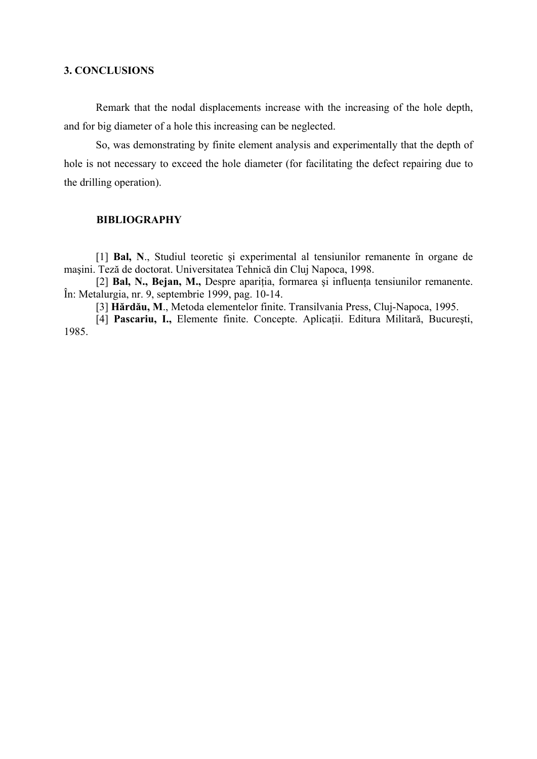## 3. CONCLUSIONS

Remark that the nodal displacements increase with the increasing of the hole depth, and for big diameter of a hole this increasing can be neglected.

So, was demonstrating by finite element analysis and experimentally that the depth of hole is not necessary to exceed the hole diameter (for facilitating the defect repairing due to the drilling operation).

## BIBLIOGRAPHY

[1] **Bal, N**., Studiul teoretic şi experimental al tensiunilor remanente în organe de maşini. Teză de doctorat. Universitatea Tehnică din Cluj Napoca, 1998.

[2] **Bal, N., Bejan, M.,** Despre apariția, formarea şi influența tensiunilor remanente. În: Metalurgia, nr. 9, septembrie 1999, pag. 10-14.

[3] **Hărdău, M**., Metoda elementelor finite. Transilvania Press, Cluj-Napoca, 1995.

[4] **Pascariu, I.,** Elemente finite. Concepte. Aplicații. Editura Militară, Bucureşti, 1985.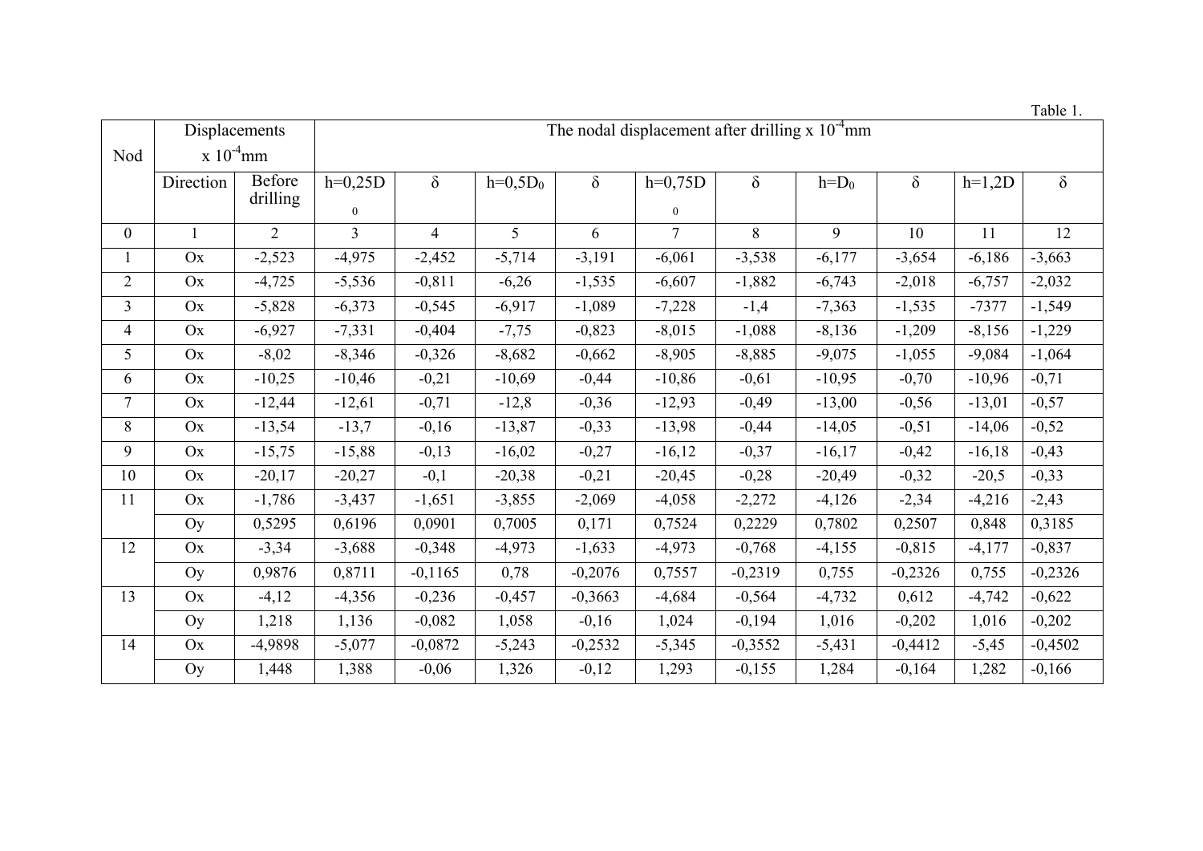Table 1.

| Nod | Displacements $x\ 10^{-4}$mm | | The nodal displacement after drilling $x\ 10^{-4}$mm | | | | | | | | | |
|---|---|---|---|---|---|---|---|---|---|---|---|---|
| | Direction | Before drilling | h=0,25D$_0$ | δ | h=0,5D$_0$ | δ | h=0,75D$_0$ | δ | h=D$_0$ | δ | h=1,2D | δ |
| 0 | 1 | 2 | 3 | 4 | 5 | 6 | 7 | 8 | 9 | 10 | 11 | 12 |
| 1 | Ox | -2,523 | -4,975 | -2,452 | -5,714 | -3,191 | -6,061 | -3,538 | -6,177 | -3,654 | -6,186 | -3,663 |
| 2 | Ox | -4,725 | -5,536 | -0,811 | -6,26 | -1,535 | -6,607 | -1,882 | -6,743 | -2,018 | -6,757 | -2,032 |
| 3 | Ox | -5,828 | -6,373 | -0,545 | -6,917 | -1,089 | -7,228 | -1,4 | -7,363 | -1,535 | -7377 | -1,549 |
| 4 | Ox | -6,927 | -7,331 | -0,404 | -7,75 | -0,823 | -8,015 | -1,088 | -8,136 | -1,209 | -8,156 | -1,229 |
| 5 | Ox | -8,02 | -8,346 | -0,326 | -8,682 | -0,662 | -8,905 | -8,885 | -9,075 | -1,055 | -9,084 | -1,064 |
| 6 | Ox | -10,25 | -10,46 | -0,21 | -10,69 | -0,44 | -10,86 | -0,61 | -10,95 | -0,70 | -10,96 | -0,71 |
| 7 | Ox | -12,44 | -12,61 | -0,71 | -12,8 | -0,36 | -12,93 | -0,49 | -13,00 | -0,56 | -13,01 | -0,57 |
| 8 | Ox | -13,54 | -13,7 | -0,16 | -13,87 | -0,33 | -13,98 | -0,44 | -14,05 | -0,51 | -14,06 | -0,52 |
| 9 | Ox | -15,75 | -15,88 | -0,13 | -16,02 | -0,27 | -16,12 | -0,37 | -16,17 | -0,42 | -16,18 | -0,43 |
| 10 | Ox | -20,17 | -20,27 | -0,1 | -20,38 | -0,21 | -20,45 | -0,28 | -20,49 | -0,32 | -20,5 | -0,33 |
| 11 | Ox | -1,786 | -3,437 | -1,651 | -3,855 | -2,069 | -4,058 | -2,272 | -4,126 | -2,34 | -4,216 | -2,43 |
| | Oy | 0,5295 | 0,6196 | 0,0901 | 0,7005 | 0,171 | 0,7524 | 0,2229 | 0,7802 | 0,2507 | 0,848 | 0,3185 |
| 12 | Ox | -3,34 | -3,688 | -0,348 | -4,973 | -1,633 | -4,973 | -0,768 | -4,155 | -0,815 | -4,177 | -0,837 |
| | Oy | 0,9876 | 0,8711 | -0,1165 | 0,78 | -0,2076 | 0,7557 | -0,2319 | 0,755 | -0,2326 | 0,755 | -0,2326 |
| 13 | Ox | -4,12 | -4,356 | -0,236 | -0,457 | -0,3663 | -4,684 | -0,564 | -4,732 | 0,612 | -4,742 | -0,622 |
| | Oy | 1,218 | 1,136 | -0,082 | 1,058 | -0,16 | 1,024 | -0,194 | 1,016 | -0,202 | 1,016 | -0,202 |
| 14 | Ox | -4,9898 | -5,077 | -0,0872 | -5,243 | -0,2532 | -5,345 | -0,3552 | -5,431 | -0,4412 | -5,45 | -0,4502 |
| | Oy | 1,448 | 1,388 | -0,06 | 1,326 | -0,12 | 1,293 | -0,155 | 1,284 | -0,164 | 1,282 | -0,166 |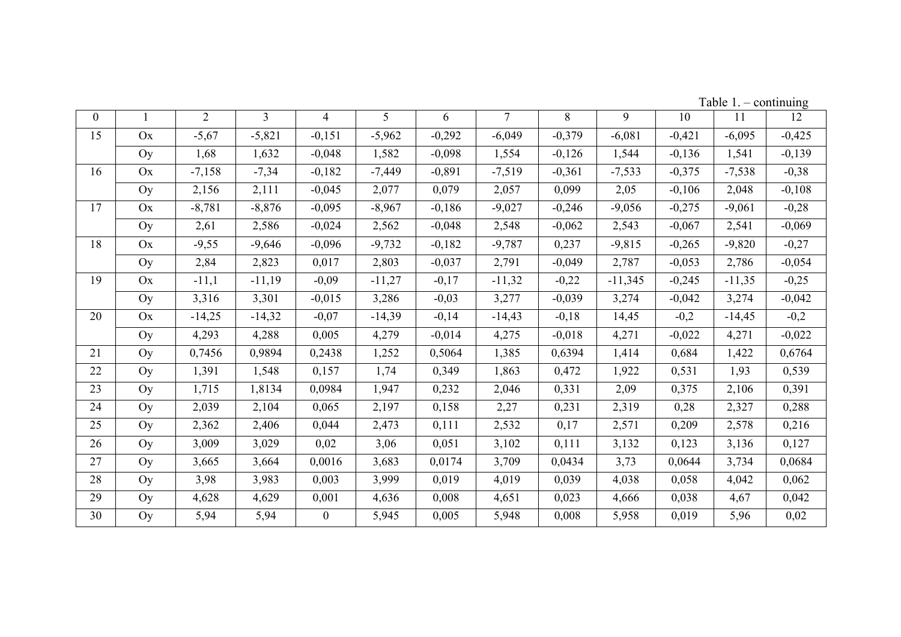Table 1. – continuing

| 0 | 1 | 2 | 3 | 4 | 5 | 6 | 7 | 8 | 9 | 10 | 11 | 12 |
|---|---|---|---|---|---|---|---|---|---|---|---|---|
| 15 | Ox | -5,67 | -5,821 | -0,151 | -5,962 | -0,292 | -6,049 | -0,379 | -6,081 | -0,421 | -6,095 | -0,425 |
| | Oy | 1,68 | 1,632 | -0,048 | 1,582 | -0,098 | 1,554 | -0,126 | 1,544 | -0,136 | 1,541 | -0,139 |
| 16 | Ox | -7,158 | -7,34 | -0,182 | -7,449 | -0,891 | -7,519 | -0,361 | -7,533 | -0,375 | -7,538 | -0,38 |
| | Oy | 2,156 | 2,111 | -0,045 | 2,077 | 0,079 | 2,057 | 0,099 | 2,05 | -0,106 | 2,048 | -0,108 |
| 17 | Ox | -8,781 | -8,876 | -0,095 | -8,967 | -0,186 | -9,027 | -0,246 | -9,056 | -0,275 | -9,061 | -0,28 |
| | Oy | 2,61 | 2,586 | -0,024 | 2,562 | -0,048 | 2,548 | -0,062 | 2,543 | -0,067 | 2,541 | -0,069 |
| 18 | Ox | -9,55 | -9,646 | -0,096 | -9,732 | -0,182 | -9,787 | 0,237 | -9,815 | -0,265 | -9,820 | -0,27 |
| | Oy | 2,84 | 2,823 | 0,017 | 2,803 | -0,037 | 2,791 | -0,049 | 2,787 | -0,053 | 2,786 | -0,054 |
| 19 | Ox | -11,1 | -11,19 | -0,09 | -11,27 | -0,17 | -11,32 | -0,22 | -11,345 | -0,245 | -11,35 | -0,25 |
| | Oy | 3,316 | 3,301 | -0,015 | 3,286 | -0,03 | 3,277 | -0,039 | 3,274 | -0,042 | 3,274 | -0,042 |
| 20 | Ox | -14,25 | -14,32 | -0,07 | -14,39 | -0,14 | -14,43 | -0,18 | 14,45 | -0,2 | -14,45 | -0,2 |
| | Oy | 4,293 | 4,288 | 0,005 | 4,279 | -0,014 | 4,275 | -0,018 | 4,271 | -0,022 | 4,271 | -0,022 |
| 21 | Oy | 0,7456 | 0,9894 | 0,2438 | 1,252 | 0,5064 | 1,385 | 0,6394 | 1,414 | 0,684 | 1,422 | 0,6764 |
| 22 | Oy | 1,391 | 1,548 | 0,157 | 1,74 | 0,349 | 1,863 | 0,472 | 1,922 | 0,531 | 1,93 | 0,539 |
| 23 | Oy | 1,715 | 1,8134 | 0,0984 | 1,947 | 0,232 | 2,046 | 0,331 | 2,09 | 0,375 | 2,106 | 0,391 |
| 24 | Oy | 2,039 | 2,104 | 0,065 | 2,197 | 0,158 | 2,27 | 0,231 | 2,319 | 0,28 | 2,327 | 0,288 |
| 25 | Oy | 2,362 | 2,406 | 0,044 | 2,473 | 0,111 | 2,532 | 0,17 | 2,571 | 0,209 | 2,578 | 0,216 |
| 26 | Oy | 3,009 | 3,029 | 0,02 | 3,06 | 0,051 | 3,102 | 0,111 | 3,132 | 0,123 | 3,136 | 0,127 |
| 27 | Oy | 3,665 | 3,664 | 0,0016 | 3,683 | 0,0174 | 3,709 | 0,0434 | 3,73 | 0,0644 | 3,734 | 0,0684 |
| 28 | Oy | 3,98 | 3,983 | 0,003 | 3,999 | 0,019 | 4,019 | 0,039 | 4,038 | 0,058 | 4,042 | 0,062 |
| 29 | Oy | 4,628 | 4,629 | 0,001 | 4,636 | 0,008 | 4,651 | 0,023 | 4,666 | 0,038 | 4,67 | 0,042 |
| 30 | Oy | 5,94 | 5,94 | 0 | 5,945 | 0,005 | 5,948 | 0,008 | 5,958 | 0,019 | 5,96 | 0,02 |